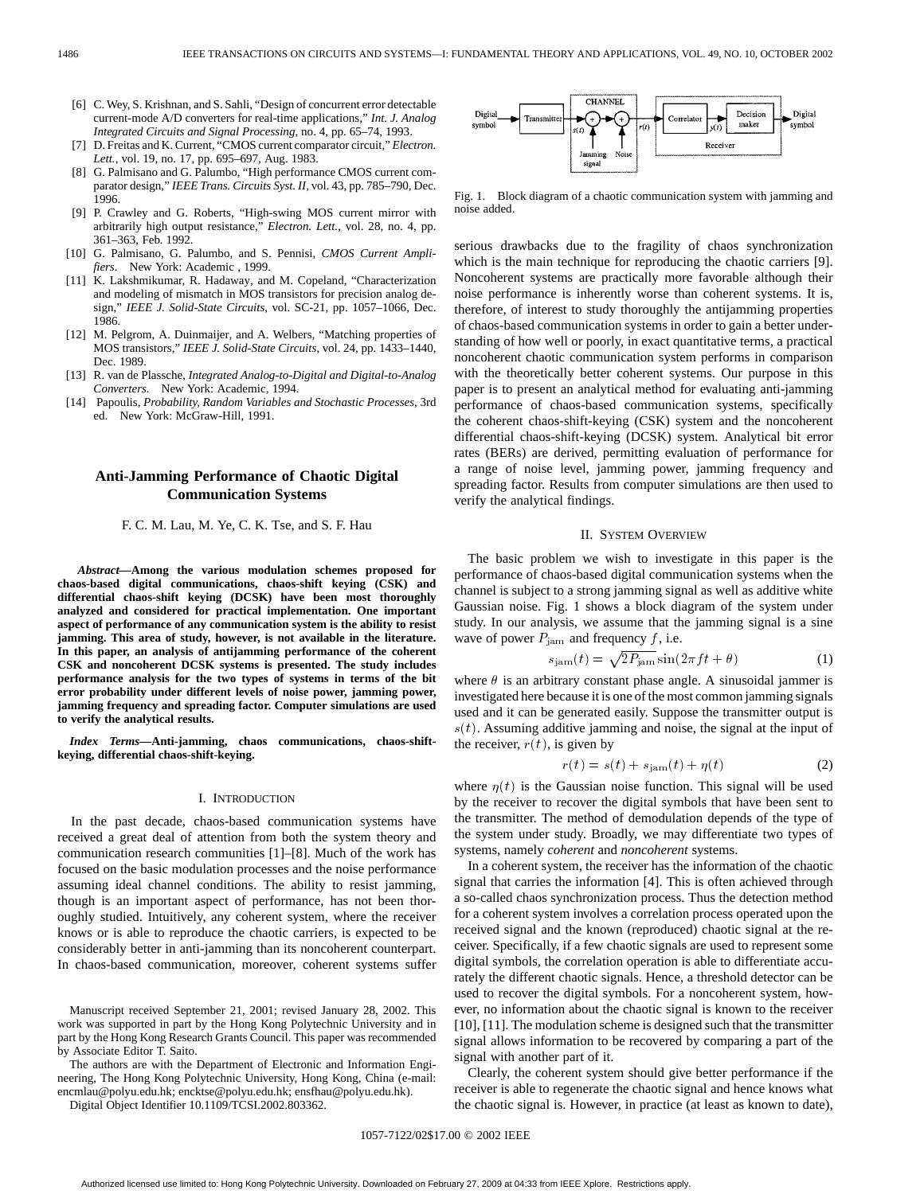[6] C. Wey, S. Krishnan, and S. Sahli, "Design of concurrent error detectable current-mode A/D converters for real-time applications," *Int. J. Analog Integrated Circuits and Signal Processing*, no. 4, pp. 65–74, 1993.

[7] D. Freitas and K. Current, "CMOS current comparator circuit," *Electron. Lett.*, vol. 19, no. 17, pp. 695–697, Aug. 1983.

[8] G. Palmisano and G. Palumbo, "High performance CMOS current comparator design," *IEEE Trans. Circuits Syst. II*, vol. 43, pp. 785–790, Dec. 1996.

[9] P. Crawley and G. Roberts, "High-swing MOS current mirror with arbitrarily high output resistance," *Electron. Lett.*, vol. 28, no. 4, pp. 361–363, Feb. 1992.

[10] G. Palmisano, G. Palumbo, and S. Pennisi, *CMOS Current Amplifiers*. New York: Academic , 1999.

[11] K. Lakshmikumar, R. Hadaway, and M. Copeland, "Characterization and modeling of mismatch in MOS transistors for precision analog design," *IEEE J. Solid-State Circuits*, vol. SC-21, pp. 1057–1066, Dec. 1986.

[12] M. Pelgrom, A. Duinmaijer, and A. Welbers, "Matching properties of MOS transistors," *IEEE J. Solid-State Circuits*, vol. 24, pp. 1433–1440, Dec. 1989.

[13] R. van de Plassche, *Integrated Analog-to-Digital and Digital-to-Analog Converters*. New York: Academic, 1994.

[14] Papoulis, *Probability, Random Variables and Stochastic Processes*, 3rd ed. New York: McGraw-Hill, 1991.

# Anti-Jamming Performance of Chaotic Digital Communication Systems

F. C. M. Lau, M. Ye, C. K. Tse, and S. F. Hau

***Abstract*—Among the various modulation schemes proposed for chaos-based digital communications, chaos-shift keying (CSK) and differential chaos-shift keying (DCSK) have been most thoroughly analyzed and considered for practical implementation. One important aspect of performance of any communication system is the ability to resist jamming. This area of study, however, is not available in the literature. In this paper, an analysis of antijamming performance of the coherent CSK and noncoherent DCSK systems is presented. The study includes performance analysis for the two types of systems in terms of the bit error probability under different levels of noise power, jamming power, jamming frequency and spreading factor. Computer simulations are used to verify the analytical results.**

***Index Terms*—Anti-jamming, chaos communications, chaos-shift-keying, differential chaos-shift-keying.**

## I. Introduction

In the past decade, chaos-based communication systems have received a great deal of attention from both the system theory and communication research communities [1]–[8]. Much of the work has focused on the basic modulation processes and the noise performance assuming ideal channel conditions. The ability to resist jamming, though is an important aspect of performance, has not been thoroughly studied. Intuitively, any coherent system, where the receiver knows or is able to reproduce the chaotic carriers, is expected to be considerably better in anti-jamming than its noncoherent counterpart. In chaos-based communication, moreover, coherent systems suffer serious drawbacks due to the fragility of chaos synchronization which is the main technique for reproducing the chaotic carriers [9]. Noncoherent systems are practically more favorable although their noise performance is inherently worse than coherent systems. It is, therefore, of interest to study thoroughly the antijamming properties of chaos-based communication systems in order to gain a better understanding of how well or poorly, in exact quantitative terms, a practical noncoherent chaotic communication system performs in comparison with the theoretically better coherent systems. Our purpose in this paper is to present an analytical method for evaluating anti-jamming performance of chaos-based communication systems, specifically the coherent chaos-shift-keying (CSK) system and the noncoherent differential chaos-shift-keying (DCSK) system. Analytical bit error rates (BERs) are derived, permitting evaluation of performance for a range of noise level, jamming power, jamming frequency and spreading factor. Results from computer simulations are then used to verify the analytical findings.

Manuscript received September 21, 2001; revised January 28, 2002. This work was supported in part by the Hong Kong Polytechnic University and in part by the Hong Kong Research Grants Council. This paper was recommended by Associate Editor T. Saito.

The authors are with the Department of Electronic and Information Engineering, The Hong Kong Polytechnic University, Hong Kong, China (e-mail: encmlau@polyu.edu.hk; encktse@polyu.edu.hk; ensfhau@polyu.edu.hk).

Digital Object Identifier 10.1109/TCSI.2002.803362.

Digital symbol
Transmitter
CHANNEL
$s(t)$
Jamming signal
Noise
$r(t)$
Correlator
$y(t)$
Decision maker
Digital symbol
Receiver

Fig. 1. Block diagram of a chaotic communication system with jamming and noise added.

## II. System Overview

The basic problem we wish to investigate in this paper is the performance of chaos-based digital communication systems when the channel is subject to a strong jamming signal as well as additive white Gaussian noise. Fig. 1 shows a block diagram of the system under study. In our analysis, we assume that the jamming signal is a sine wave of power $P_{\mathrm{jam}}$ and frequency $f$, i.e.

$$s_{\mathrm{jam}}(t) = \sqrt{2P_{\mathrm{jam}}}\sin(2\pi ft + \theta) \tag{1}$$

where $\theta$ is an arbitrary constant phase angle. A sinusoidal jammer is investigated here because it is one of the most common jamming signals used and it can be generated easily. Suppose the transmitter output is $s(t)$. Assuming additive jamming and noise, the signal at the input of the receiver, $r(t)$, is given by

$$r(t) = s(t) + s_{\mathrm{jam}}(t) + \eta(t) \tag{2}$$

where $\eta(t)$ is the Gaussian noise function. This signal will be used by the receiver to recover the digital symbols that have been sent to the transmitter. The method of demodulation depends of the type of the system under study. Broadly, we may differentiate two types of systems, namely *coherent* and *noncoherent* systems.

In a coherent system, the receiver has the information of the chaotic signal that carries the information [4]. This is often achieved through a so-called chaos synchronization process. Thus the detection method for a coherent system involves a correlation process operated upon the received signal and the known (reproduced) chaotic signal at the receiver. Specifically, if a few chaotic signals are used to represent some digital symbols, the correlation operation is able to differentiate accurately the different chaotic signals. Hence, a threshold detector can be used to recover the digital symbols. For a noncoherent system, however, no information about the chaotic signal is known to the receiver [10], [11]. The modulation scheme is designed such that the transmitter signal allows information to be recovered by comparing a part of the signal with another part of it.

Clearly, the coherent system should give better performance if the receiver is able to regenerate the chaotic signal and hence knows what the chaotic signal is. However, in practice (at least as known to date),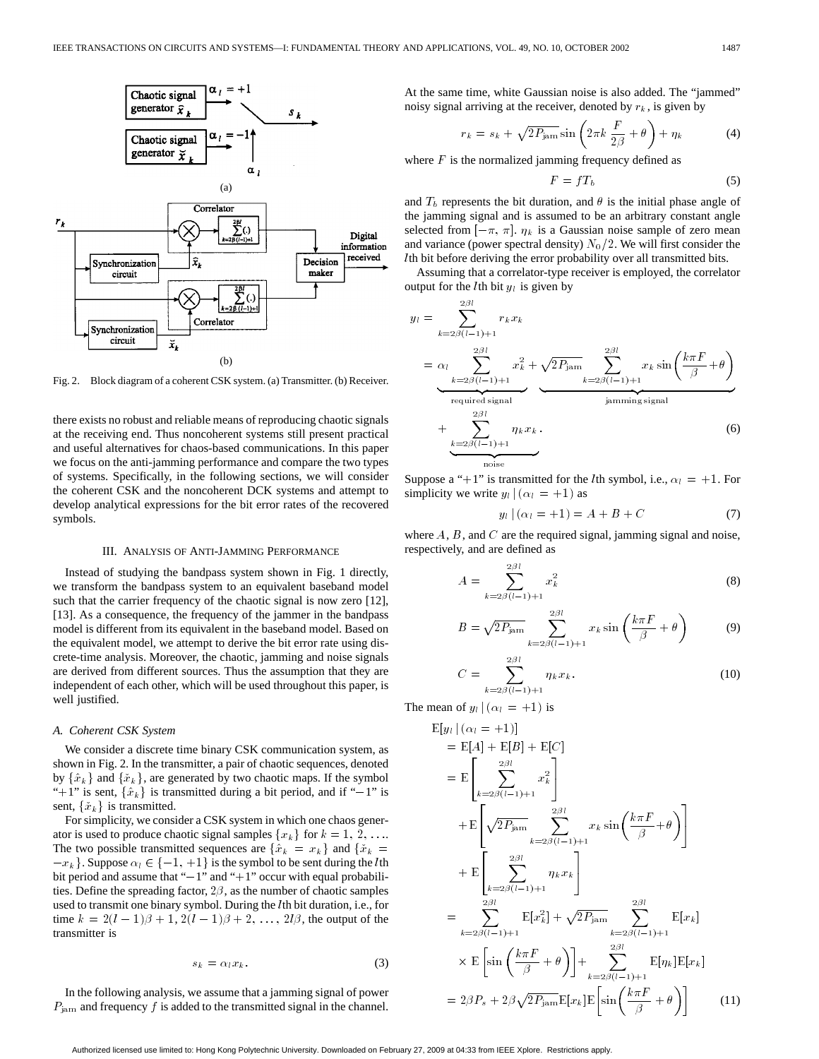Fig. 2. Block diagram of a coherent CSK system. (a) Transmitter. (b) Receiver.

there exists no robust and reliable means of reproducing chaotic signals at the receiving end. Thus noncoherent systems still present practical and useful alternatives for chaos-based communications. In this paper we focus on the anti-jamming performance and compare the two types of systems. Specifically, in the following sections, we will consider the coherent CSK and the noncoherent DCK systems and attempt to develop analytical expressions for the bit error rates of the recovered symbols.

## III. Analysis of Anti-Jamming Performance

Instead of studying the bandpass system shown in Fig. 1 directly, we transform the bandpass system to an equivalent baseband model such that the carrier frequency of the chaotic signal is now zero [12], [13]. As a consequence, the frequency of the jammer in the bandpass model is different from its equivalent in the baseband model. Based on the equivalent model, we attempt to derive the bit error rate using discrete-time analysis. Moreover, the chaotic, jamming and noise signals are derived from different sources. Thus the assumption that they are independent of each other, which will be used throughout this paper, is well justified.

### A. Coherent CSK System

We consider a discrete time binary CSK communication system, as shown in Fig. 2. In the transmitter, a pair of chaotic sequences, denoted by $\{\hat{x}_k\}$ and $\{\check{x}_k\}$, are generated by two chaotic maps. If the symbol "+1" is sent, $\{\hat{x}_k\}$ is transmitted during a bit period, and if "−1" is sent, $\{\check{x}_k\}$ is transmitted.

For simplicity, we consider a CSK system in which one chaos generator is used to produce chaotic signal samples $\{x_k\}$ for $k = 1, 2, \ldots$. The two possible transmitted sequences are $\{\hat{x}_k = x_k\}$ and $\{\check{x}_k = -x_k\}$. Suppose $\alpha_l \in \{-1, +1\}$ is the symbol to be sent during the $l$th bit period and assume that "−1" and "+1" occur with equal probabilities. Define the spreading factor, $2\beta$, as the number of chaotic samples used to transmit one binary symbol. During the $l$th bit duration, i.e., for time $k = 2(l-1)\beta+1, 2(l-1)\beta+2, \ldots, 2l\beta$, the output of the transmitter is

$$s_k = \alpha_l x_k. \tag{3}$$

In the following analysis, we assume that a jamming signal of power $P_{\text{jam}}$ and frequency $f$ is added to the transmitted signal in the channel. At the same time, white Gaussian noise is also added. The "jammed" noisy signal arriving at the receiver, denoted by $r_k$, is given by

$$r_k = s_k + \sqrt{2P_{\text{jam}}}\sin\left(2\pi k\frac{F}{2\beta}+\theta\right)+\eta_k \tag{4}$$

where $F$ is the normalized jamming frequency defined as

$$F = fT_b \tag{5}$$

and $T_b$ represents the bit duration, and $\theta$ is the initial phase angle of the jamming signal and is assumed to be an arbitrary constant angle selected from $[-\pi, \pi]$. $\eta_k$ is a Gaussian noise sample of zero mean and variance (power spectral density) $N_0/2$. We will first consider the $l$th bit before deriving the error probability over all transmitted bits.

Assuming that a correlator-type receiver is employed, the correlator output for the $l$th bit $y_l$ is given by

$$\begin{aligned} y_l &= \sum_{k=2\beta(l-1)+1}^{2\beta l} r_k x_k \\ &= \underbrace{\alpha_l \sum_{k=2\beta(l-1)+1}^{2\beta l} x_k^2}_{\text{required signal}} + \underbrace{\sqrt{2P_{\text{jam}}}\sum_{k=2\beta(l-1)+1}^{2\beta l} x_k \sin\left(\frac{k\pi F}{\beta}+\theta\right)}_{\text{jamming signal}} \\ &\quad + \underbrace{\sum_{k=2\beta(l-1)+1}^{2\beta l}\eta_k x_k}_{\text{noise}}. \end{aligned} \tag{6}$$

Suppose a "+1" is transmitted for the $l$th symbol, i.e., $\alpha_l = +1$. For simplicity we write $y_l \,|\, (\alpha_l = +1)$ as

$$y_l \,|\, (\alpha_l = +1) = A + B + C \tag{7}$$

where $A$, $B$, and $C$ are the required signal, jamming signal and noise, respectively, and are defined as

$$A = \sum_{k=2\beta(l-1)+1}^{2\beta l} x_k^2 \tag{8}$$

$$B = \sqrt{2P_{\text{jam}}}\sum_{k=2\beta(l-1)+1}^{2\beta l} x_k \sin\left(\frac{k\pi F}{\beta}+\theta\right) \tag{9}$$

$$C = \sum_{k=2\beta(l-1)+1}^{2\beta l}\eta_k x_k. \tag{10}$$

The mean of $y_l \,|\, (\alpha_l = +1)$ is

$$\begin{aligned} \mathrm{E}[y_l \,|\, (\alpha_l = +1)] &= \mathrm{E}[A]+\mathrm{E}[B]+\mathrm{E}[C] \\ &= \mathrm{E}\left[\sum_{k=2\beta(l-1)+1}^{2\beta l} x_k^2\right] \\ &\quad + \mathrm{E}\left[\sqrt{2P_{\text{jam}}}\sum_{k=2\beta(l-1)+1}^{2\beta l} x_k \sin\left(\frac{k\pi F}{\beta}+\theta\right)\right] \\ &\quad + \mathrm{E}\left[\sum_{k=2\beta(l-1)+1}^{2\beta l}\eta_k x_k\right] \\ &= \sum_{k=2\beta(l-1)+1}^{2\beta l}\mathrm{E}[x_k^2] + \sqrt{2P_{\text{jam}}}\sum_{k=2\beta(l-1)+1}^{2\beta l}\mathrm{E}[x_k] \\ &\quad \times \mathrm{E}\left[\sin\left(\frac{k\pi F}{\beta}+\theta\right)\right] + \sum_{k=2\beta(l-1)+1}^{2\beta l}\mathrm{E}[\eta_k]\mathrm{E}[x_k] \\ &= 2\beta P_s + 2\beta\sqrt{2P_{\text{jam}}}\,\mathrm{E}[x_k]\,\mathrm{E}\left[\sin\left(\frac{k\pi F}{\beta}+\theta\right)\right] \end{aligned} \tag{11}$$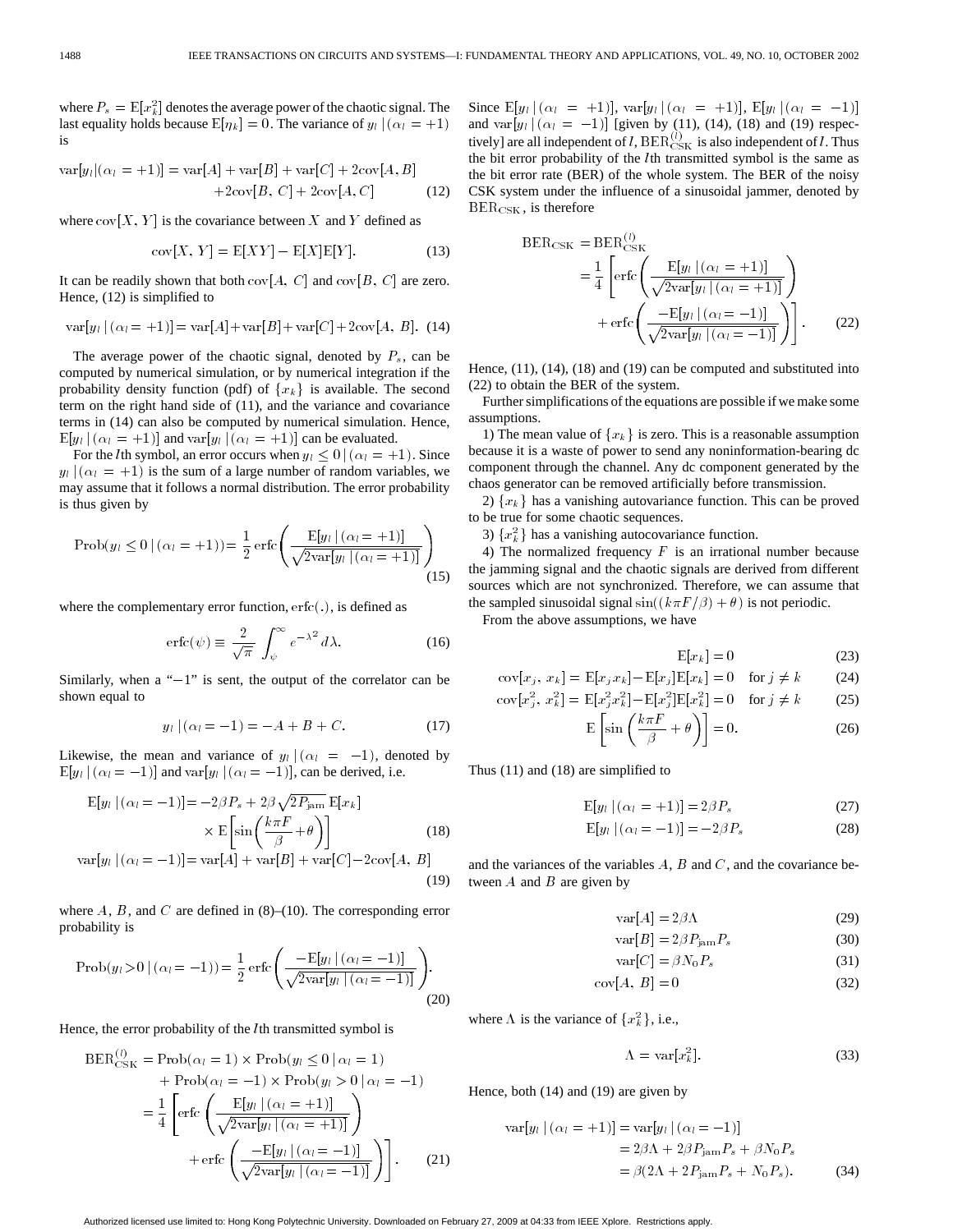where $P_s = \mathrm{E}[x_k^2]$ denotes the average power of the chaotic signal. The last equality holds because $\mathrm{E}[\eta_k] = 0$. The variance of $y_l \,|\, (\alpha_l = +1)$ is

$$\mathrm{var}[y_l|(\alpha_l = +1)] = \mathrm{var}[A] + \mathrm{var}[B] + \mathrm{var}[C] + 2\mathrm{cov}[A, B] + 2\mathrm{cov}[B, C] + 2\mathrm{cov}[A, C] \quad (12)$$

where $\mathrm{cov}[X, Y]$ is the covariance between $X$ and $Y$ defined as

$$\mathrm{cov}[X, Y] = \mathrm{E}[XY] - \mathrm{E}[X]\mathrm{E}[Y]. \quad (13)$$

It can be readily shown that both $\mathrm{cov}[A, C]$ and $\mathrm{cov}[B, C]$ are zero. Hence, (12) is simplified to

$$\mathrm{var}[y_l \,|\, (\alpha_l = +1)] = \mathrm{var}[A] + \mathrm{var}[B] + \mathrm{var}[C] + 2\mathrm{cov}[A, B]. \quad (14)$$

The average power of the chaotic signal, denoted by $P_s$, can be computed by numerical simulation, or by numerical integration if the probability density function (pdf) of $\{x_k\}$ is available. The second term on the right hand side of (11), and the variance and covariance terms in (14) can also be computed by numerical simulation. Hence, $\mathrm{E}[y_l \,|\, (\alpha_l = +1)]$ and $\mathrm{var}[y_l \,|\, (\alpha_l = +1)]$ can be evaluated.

For the $l$th symbol, an error occurs when $y_l \le 0 \,|\, (\alpha_l = +1)$. Since $y_l \,|\, (\alpha_l = +1)$ is the sum of a large number of random variables, we may assume that it follows a normal distribution. The error probability is thus given by

$$\mathrm{Prob}(y_l \le 0 \,|\, (\alpha_l = +1)) = \frac{1}{2}\,\mathrm{erfc}\left(\frac{\mathrm{E}[y_l \,|\, (\alpha_l = +1)]}{\sqrt{2\mathrm{var}[y_l \,|\, (\alpha_l = +1)]}}\right) \quad (15)$$

where the complementary error function, $\mathrm{erfc}(.)$, is defined as

$$\mathrm{erfc}(\psi) \equiv \frac{2}{\sqrt{\pi}} \int_{\psi}^{\infty} e^{-\lambda^2} d\lambda. \quad (16)$$

Similarly, when a "$-1$" is sent, the output of the correlator can be shown equal to

$$y_l \,|\, (\alpha_l = -1) = -A + B + C. \quad (17)$$

Likewise, the mean and variance of $y_l \,|\, (\alpha_l = -1)$, denoted by $\mathrm{E}[y_l \,|\, (\alpha_l = -1)]$ and $\mathrm{var}[y_l \,|\, (\alpha_l = -1)]$, can be derived, i.e.

$$\mathrm{E}[y_l \,|\, (\alpha_l = -1)] = -2\beta P_s + 2\beta\sqrt{2P_{\mathrm{jam}}}\,\mathrm{E}[x_k] \times \mathrm{E}\left[\sin\left(\frac{k\pi F}{\beta} + \theta\right)\right] \quad (18)$$

$$\mathrm{var}[y_l \,|\, (\alpha_l = -1)] = \mathrm{var}[A] + \mathrm{var}[B] + \mathrm{var}[C] - 2\mathrm{cov}[A, B] \quad (19)$$

where $A$, $B$, and $C$ are defined in (8)–(10). The corresponding error probability is

$$\mathrm{Prob}(y_l > 0 \,|\, (\alpha_l = -1)) = \frac{1}{2}\,\mathrm{erfc}\left(\frac{-\mathrm{E}[y_l \,|\, (\alpha_l = -1)]}{\sqrt{2\mathrm{var}[y_l \,|\, (\alpha_l = -1)]}}\right). \quad (20)$$

Hence, the error probability of the $l$th transmitted symbol is

$$\begin{aligned}\mathrm{BER}_{\mathrm{CSK}}^{(l)} &= \mathrm{Prob}(\alpha_l = 1) \times \mathrm{Prob}(y_l \le 0 \,|\, \alpha_l = 1) + \mathrm{Prob}(\alpha_l = -1) \times \mathrm{Prob}(y_l > 0 \,|\, \alpha_l = -1) \\ &= \frac{1}{4}\left[\mathrm{erfc}\left(\frac{\mathrm{E}[y_l \,|\, (\alpha_l = +1)]}{\sqrt{2\mathrm{var}[y_l \,|\, (\alpha_l = +1)]}}\right) + \mathrm{erfc}\left(\frac{-\mathrm{E}[y_l \,|\, (\alpha_l = -1)]}{\sqrt{2\mathrm{var}[y_l \,|\, (\alpha_l = -1)]}}\right)\right]. \end{aligned} \quad (21)$$

Since $\mathrm{E}[y_l \,|\, (\alpha_l = +1)]$, $\mathrm{var}[y_l \,|\, (\alpha_l = +1)]$, $\mathrm{E}[y_l \,|\, (\alpha_l = -1)]$ and $\mathrm{var}[y_l \,|\, (\alpha_l = -1)]$ [given by (11), (14), (18) and (19) respectively] are all independent of $l$, $\mathrm{BER}_{\mathrm{CSK}}^{(l)}$ is also independent of $l$. Thus the bit error probability of the $l$th transmitted symbol is the same as the bit error rate (BER) of the whole system. The BER of the noisy CSK system under the influence of a sinusoidal jammer, denoted by $\mathrm{BER}_{\mathrm{CSK}}$, is therefore

$$\begin{aligned}\mathrm{BER}_{\mathrm{CSK}} &= \mathrm{BER}_{\mathrm{CSK}}^{(l)} \\ &= \frac{1}{4}\left[\mathrm{erfc}\left(\frac{\mathrm{E}[y_l \,|\, (\alpha_l = +1)]}{\sqrt{2\mathrm{var}[y_l \,|\, (\alpha_l = +1)]}}\right) + \mathrm{erfc}\left(\frac{-\mathrm{E}[y_l \,|\, (\alpha_l = -1)]}{\sqrt{2\mathrm{var}[y_l \,|\, (\alpha_l = -1)]}}\right)\right]. \end{aligned} \quad (22)$$

Hence, (11), (14), (18) and (19) can be computed and substituted into (22) to obtain the BER of the system.

Further simplifications of the equations are possible if we make some assumptions.

1) The mean value of $\{x_k\}$ is zero. This is a reasonable assumption because it is a waste of power to send any noninformation-bearing dc component through the channel. Any dc component generated by the chaos generator can be removed artificially before transmission.

2) $\{x_k\}$ has a vanishing autovariance function. This can be proved to be true for some chaotic sequences.

3) $\{x_k^2\}$ has a vanishing autocovariance function.

4) The normalized frequency $F$ is an irrational number because the jamming signal and the chaotic signals are derived from different sources which are not synchronized. Therefore, we can assume that the sampled sinusoidal signal $\sin((k\pi F/\beta) + \theta)$ is not periodic.

From the above assumptions, we have

$$\mathrm{E}[x_k] = 0 \quad (23)$$

$$\mathrm{cov}[x_j, x_k] = \mathrm{E}[x_j x_k] - \mathrm{E}[x_j]\mathrm{E}[x_k] = 0 \quad \text{for } j \ne k \quad (24)$$

$$\mathrm{cov}[x_j^2, x_k^2] = \mathrm{E}[x_j^2 x_k^2] - \mathrm{E}[x_j^2]\mathrm{E}[x_k^2] = 0 \quad \text{for } j \ne k \quad (25)$$

$$\mathrm{E}\left[\sin\left(\frac{k\pi F}{\beta} + \theta\right)\right] = 0. \quad (26)$$

Thus (11) and (18) are simplified to

$$\mathrm{E}[y_l \,|\, (\alpha_l = +1)] = 2\beta P_s \quad (27)$$

$$\mathrm{E}[y_l \,|\, (\alpha_l = -1)] = -2\beta P_s \quad (28)$$

and the variances of the variables $A$, $B$ and $C$, and the covariance between $A$ and $B$ are given by

$$\mathrm{var}[A] = 2\beta\Lambda \quad (29)$$

$$\mathrm{var}[B] = 2\beta P_{\mathrm{jam}} P_s \quad (30)$$

$$\mathrm{var}[C] = \beta N_0 P_s \quad (31)$$

$$\mathrm{cov}[A, B] = 0 \quad (32)$$

where $\Lambda$ is the variance of $\{x_k^2\}$, i.e.,

$$\Lambda = \mathrm{var}[x_k^2]. \quad (33)$$

Hence, both (14) and (19) are given by

$$\begin{aligned}\mathrm{var}[y_l \,|\, (\alpha_l = +1)] &= \mathrm{var}[y_l \,|\, (\alpha_l = -1)] \\ &= 2\beta\Lambda + 2\beta P_{\mathrm{jam}} P_s + \beta N_0 P_s \\ &= \beta(2\Lambda + 2P_{\mathrm{jam}} P_s + N_0 P_s). \end{aligned} \quad (34)$$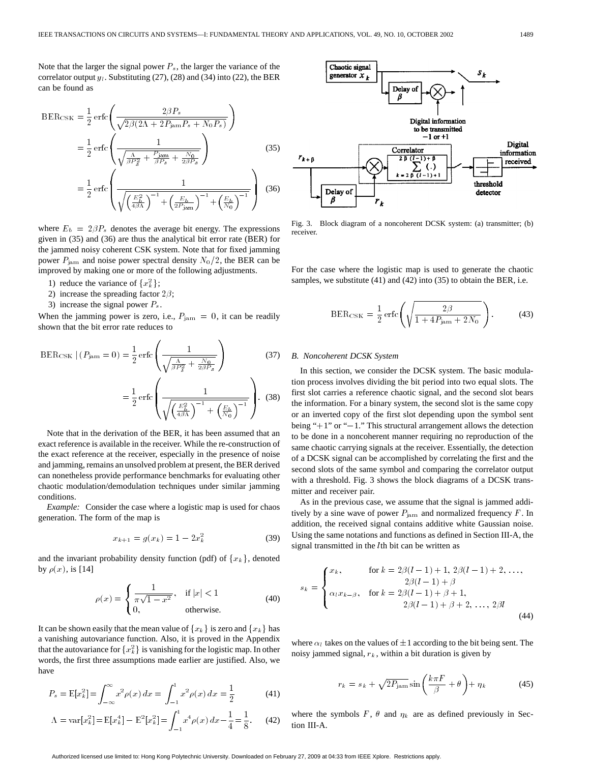Note that the larger the signal power $P_s$, the larger the variance of the correlator output $y_l$. Substituting (27), (28) and (34) into (22), the BER can be found as

$$\mathrm{BER}_{\mathrm{CSK}} = \frac{1}{2}\,\mathrm{erfc}\left(\frac{2\beta P_s}{\sqrt{2\beta(2\Lambda + 2P_{\mathrm{jam}}P_s + N_0 P_s)}}\right)$$

$$= \frac{1}{2}\,\mathrm{erfc}\left(\frac{1}{\sqrt{\frac{\Lambda}{\beta P_s^2} + \frac{P_{\mathrm{jam}}}{\beta P_s} + \frac{N_0}{2\beta P_s}}}\right) \tag{35}$$

$$= \frac{1}{2}\,\mathrm{erfc}\left(\frac{1}{\sqrt{\left(\frac{E_b^2}{4\beta\Lambda}\right)^{-1} + \left(\frac{E_b}{2P_{\mathrm{jam}}}\right)^{-1} + \left(\frac{E_b}{N_0}\right)^{-1}}}\right) \tag{36}$$

where $E_b = 2\beta P_s$ denotes the average bit energy. The expressions given in (35) and (36) are thus the analytical bit error rate (BER) for the jammed noisy coherent CSK system. Note that for fixed jamming power $P_{\mathrm{jam}}$ and noise power spectral density $N_0/2$, the BER can be improved by making one or more of the following adjustments.

1) reduce the variance of $\{x_k^2\}$;
2) increase the spreading factor $2\beta$;
3) increase the signal power $P_s$.

When the jamming power is zero, i.e., $P_{\mathrm{jam}} = 0$, it can be readily shown that the bit error rate reduces to

$$\mathrm{BER}_{\mathrm{CSK}} \mid (P_{\mathrm{jam}} = 0) = \frac{1}{2}\,\mathrm{erfc}\left(\frac{1}{\sqrt{\frac{\Lambda}{\beta P_s^2} + \frac{N_0}{2\beta P_s}}}\right) \tag{37}$$

$$= \frac{1}{2}\,\mathrm{erfc}\left(\frac{1}{\sqrt{\left(\frac{E_b^2}{4\beta\Lambda}\right)^{-1} + \left(\frac{E_b}{N_0}\right)^{-1}}}\right). \tag{38}$$

Note that in the derivation of the BER, it has been assumed that an exact reference is available in the receiver. While the re-construction of the exact reference at the receiver, especially in the presence of noise and jamming, remains an unsolved problem at present, the BER derived can nonetheless provide performance benchmarks for evaluating other chaotic modulation/demodulation techniques under similar jamming conditions.

*Example:* Consider the case where a logistic map is used for chaos generation. The form of the map is

$$x_{k+1} = g(x_k) = 1 - 2x_k^2 \tag{39}$$

and the invariant probability density function (pdf) of $\{x_k\}$, denoted by $\rho(x)$, is [14]

$$\rho(x) = \begin{cases} \dfrac{1}{\pi\sqrt{1-x^2}}, & \text{if } |x| < 1 \\ 0, & \text{otherwise.} \end{cases} \tag{40}$$

It can be shown easily that the mean value of $\{x_k\}$ is zero and $\{x_k\}$ has a vanishing autovariance function. Also, it is proved in the Appendix that the autovariance for $\{x_k^2\}$ is vanishing for the logistic map. In other words, the first three assumptions made earlier are justified. Also, we have

$$P_s = \mathrm{E}[x_k^2] = \int_{-\infty}^{\infty} x^2 \rho(x)\,dx = \int_{-1}^{1} x^2 \rho(x)\,dx = \frac{1}{2} \tag{41}$$

$$\Lambda = \mathrm{var}[x_k^2] = \mathrm{E}[x_k^4] - \mathrm{E}^2[x_k^2] = \int_{-1}^{1} x^4 \rho(x)\,dx - \frac{1}{4} = \frac{1}{8}. \tag{42}$$

Fig. 3. Block diagram of a noncoherent DCSK system: (a) transmitter; (b) receiver.

For the case where the logistic map is used to generate the chaotic samples, we substitute (41) and (42) into (35) to obtain the BER, i.e.

$$\mathrm{BER}_{\mathrm{CSK}} = \frac{1}{2}\,\mathrm{erfc}\left(\sqrt{\frac{2\beta}{1 + 4P_{\mathrm{jam}} + 2N_0}}\right). \tag{43}$$

### B. Noncoherent DCSK System

In this section, we consider the DCSK system. The basic modulation process involves dividing the bit period into two equal slots. The first slot carries a reference chaotic signal, and the second slot bears the information. For a binary system, the second slot is the same copy or an inverted copy of the first slot depending upon the symbol sent being "+1" or "−1." This structural arrangement allows the detection to be done in a noncoherent manner requiring no reproduction of the same chaotic carrying signals at the receiver. Essentially, the detection of a DCSK signal can be accomplished by correlating the first and the second slots of the same symbol and comparing the correlator output with a threshold. Fig. 3 shows the block diagrams of a DCSK transmitter and receiver pair.

As in the previous case, we assume that the signal is jammed additively by a sine wave of power $P_{\mathrm{jam}}$ and normalized frequency $F$. In addition, the received signal contains additive white Gaussian noise. Using the same notations and functions as defined in Section III-A, the signal transmitted in the $l$th bit can be written as

$$s_k = \begin{cases} x_k, & \text{for } k = 2\beta(l-1)+1,\, 2\beta(l-1)+2,\, \ldots,\, 2\beta(l-1)+\beta \\ \alpha_l x_{k-\beta}, & \text{for } k = 2\beta(l-1)+\beta+1,\, 2\beta(l-1)+\beta+2,\, \ldots,\, 2\beta l \end{cases} \tag{44}$$

where $\alpha_l$ takes on the values of $\pm 1$ according to the bit being sent. The noisy jammed signal, $r_k$, within a bit duration is given by

$$r_k = s_k + \sqrt{2P_{\mathrm{jam}}}\sin\left(\frac{k\pi F}{\beta} + \theta\right) + \eta_k \tag{45}$$

where the symbols $F$, $\theta$ and $\eta_k$ are as defined previously in Section III-A.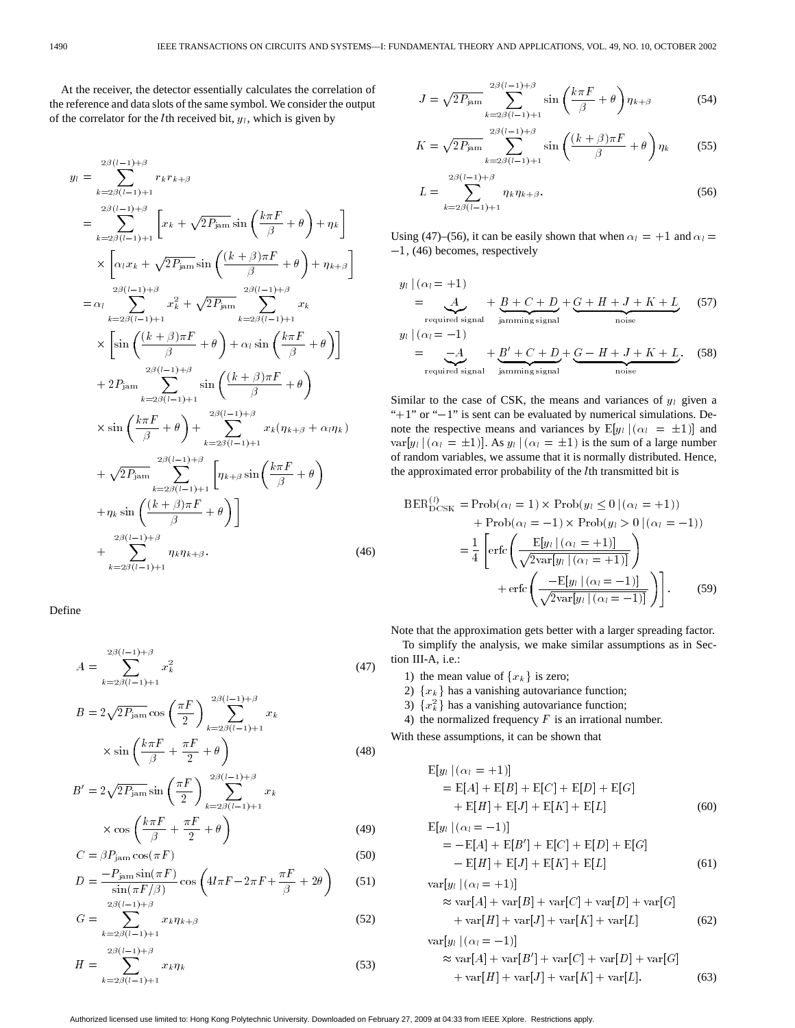At the receiver, the detector essentially calculates the correlation of the reference and data slots of the same symbol. We consider the output of the correlator for the $l$th received bit, $y_l$, which is given by

$$
\begin{aligned}
y_l &= \sum_{k=2\beta(l-1)+1}^{2\beta(l-1)+\beta} r_k r_{k+\beta} \\
&= \sum_{k=2\beta(l-1)+1}^{2\beta(l-1)+\beta} \left[x_k + \sqrt{2P_{\text{jam}}}\sin\left(\frac{k\pi F}{\beta}+\theta\right)+\eta_k\right] \\
&\quad \times \left[\alpha_l x_k + \sqrt{2P_{\text{jam}}}\sin\left(\frac{(k+\beta)\pi F}{\beta}+\theta\right)+\eta_{k+\beta}\right] \\
&= \alpha_l \sum_{k=2\beta(l-1)+1}^{2\beta(l-1)+\beta} x_k^2 + \sqrt{2P_{\text{jam}}}\sum_{k=2\beta(l-1)+1}^{2\beta(l-1)+\beta} x_k \\
&\quad \times \left[\sin\left(\frac{(k+\beta)\pi F}{\beta}+\theta\right)+\alpha_l \sin\left(\frac{k\pi F}{\beta}+\theta\right)\right] \\
&\quad + 2P_{\text{jam}} \sum_{k=2\beta(l-1)+1}^{2\beta(l-1)+\beta} \sin\left(\frac{(k+\beta)\pi F}{\beta}+\theta\right) \\
&\quad \times \sin\left(\frac{k\pi F}{\beta}+\theta\right) + \sum_{k=2\beta(l-1)+1}^{2\beta(l-1)+\beta} x_k(\eta_{k+\beta}+\alpha_l \eta_k) \\
&\quad + \sqrt{2P_{\text{jam}}}\sum_{k=2\beta(l-1)+1}^{2\beta(l-1)+\beta}\left[\eta_{k+\beta}\sin\left(\frac{k\pi F}{\beta}+\theta\right)\right. \\
&\quad \left. +\eta_k \sin\left(\frac{(k+\beta)\pi F}{\beta}+\theta\right)\right] \\
&\quad + \sum_{k=2\beta(l-1)+1}^{2\beta(l-1)+\beta} \eta_k \eta_{k+\beta}.
\end{aligned} \tag{46}
$$

Define

$$A = \sum_{k=2\beta(l-1)+1}^{2\beta(l-1)+\beta} x_k^2 \tag{47}$$

$$B = 2\sqrt{2P_{\text{jam}}}\cos\left(\frac{\pi F}{2}\right)\sum_{k=2\beta(l-1)+1}^{2\beta(l-1)+\beta} x_k \times \sin\left(\frac{k\pi F}{\beta}+\frac{\pi F}{2}+\theta\right) \tag{48}$$

$$B' = 2\sqrt{2P_{\text{jam}}}\sin\left(\frac{\pi F}{2}\right)\sum_{k=2\beta(l-1)+1}^{2\beta(l-1)+\beta} x_k \times \cos\left(\frac{k\pi F}{\beta}+\frac{\pi F}{2}+\theta\right) \tag{49}$$

$$C = \beta P_{\text{jam}}\cos(\pi F) \tag{50}$$

$$D = \frac{-P_{\text{jam}}\sin(\pi F)}{\sin(\pi F/\beta)}\cos\left(4l\pi F - 2\pi F + \frac{\pi F}{\beta}+2\theta\right) \tag{51}$$

$$G = \sum_{k=2\beta(l-1)+1}^{2\beta(l-1)+\beta} x_k \eta_{k+\beta} \tag{52}$$

$$H = \sum_{k=2\beta(l-1)+1}^{2\beta(l-1)+\beta} x_k \eta_k \tag{53}$$

$$J = \sqrt{2P_{\text{jam}}}\sum_{k=2\beta(l-1)+1}^{2\beta(l-1)+\beta} \sin\left(\frac{k\pi F}{\beta}+\theta\right)\eta_{k+\beta} \tag{54}$$

$$K = \sqrt{2P_{\text{jam}}}\sum_{k=2\beta(l-1)+1}^{2\beta(l-1)+\beta} \sin\left(\frac{(k+\beta)\pi F}{\beta}+\theta\right)\eta_k \tag{55}$$

$$L = \sum_{k=2\beta(l-1)+1}^{2\beta(l-1)+\beta} \eta_k \eta_{k+\beta}. \tag{56}$$

Using (47)–(56), it can be easily shown that when $\alpha_l = +1$ and $\alpha_l = -1$, (46) becomes, respectively

$$y_l \mid (\alpha_l = +1) = \underbrace{A}_{\text{required signal}} + \underbrace{B + C + D}_{\text{jamming signal}} + \underbrace{G + H + J + K + L}_{\text{noise}} \tag{57}$$

$$y_l \mid (\alpha_l = -1) = \underbrace{-A}_{\text{required signal}} + \underbrace{B' + C + D}_{\text{jamming signal}} + \underbrace{G - H + J + K + L}_{\text{noise}}. \tag{58}$$

Similar to the case of CSK, the means and variances of $y_l$ given a "+1" or "−1" is sent can be evaluated by numerical simulations. Denote the respective means and variances by $\mathrm{E}[y_l \mid (\alpha_l = \pm 1)]$ and $\mathrm{var}[y_l \mid (\alpha_l = \pm 1)]$. As $y_l \mid (\alpha_l = \pm 1)$ is the sum of a large number of random variables, we assume that it is normally distributed. Hence, the approximated error probability of the $l$th transmitted bit is

$$
\begin{aligned}
\mathrm{BER}_{\mathrm{DCSK}}^{(l)} &= \mathrm{Prob}(\alpha_l = 1)\times \mathrm{Prob}(y_l \le 0 \mid (\alpha_l = +1)) \\
&\quad + \mathrm{Prob}(\alpha_l = -1)\times \mathrm{Prob}(y_l > 0 \mid (\alpha_l = -1)) \\
&= \frac{1}{4}\left[\mathrm{erfc}\left(\frac{\mathrm{E}[y_l \mid (\alpha_l = +1)]}{\sqrt{2\mathrm{var}[y_l \mid (\alpha_l = +1)]}}\right)\right. \\
&\quad \left. + \mathrm{erfc}\left(\frac{-\mathrm{E}[y_l \mid (\alpha_l = -1)]}{\sqrt{2\mathrm{var}[y_l \mid (\alpha_l = -1)]}}\right)\right].
\end{aligned} \tag{59}
$$

Note that the approximation gets better with a larger spreading factor.

To simplify the analysis, we make similar assumptions as in Section III-A, i.e.:

1) the mean value of $\{x_k\}$ is zero;
2) $\{x_k\}$ has a vanishing autovariance function;
3) $\{x_k^2\}$ has a vanishing autovariance function;
4) the normalized frequency $F$ is an irrational number.

With these assumptions, it can be shown that

$$
\begin{aligned}
\mathrm{E}[y_l \mid (\alpha_l = +1)] &= \mathrm{E}[A] + \mathrm{E}[B] + \mathrm{E}[C] + \mathrm{E}[D] + \mathrm{E}[G] \\
&\quad + \mathrm{E}[H] + \mathrm{E}[J] + \mathrm{E}[K] + \mathrm{E}[L]
\end{aligned} \tag{60}
$$

$$
\begin{aligned}
\mathrm{E}[y_l \mid (\alpha_l = -1)] &= -\mathrm{E}[A] + \mathrm{E}[B'] + \mathrm{E}[C] + \mathrm{E}[D] + \mathrm{E}[G] \\
&\quad - \mathrm{E}[H] + \mathrm{E}[J] + \mathrm{E}[K] + \mathrm{E}[L]
\end{aligned} \tag{61}
$$

$$
\begin{aligned}
\mathrm{var}[y_l \mid (\alpha_l = +1)] &\approx \mathrm{var}[A] + \mathrm{var}[B] + \mathrm{var}[C] + \mathrm{var}[D] + \mathrm{var}[G] \\
&\quad + \mathrm{var}[H] + \mathrm{var}[J] + \mathrm{var}[K] + \mathrm{var}[L]
\end{aligned} \tag{62}
$$

$$
\begin{aligned}
\mathrm{var}[y_l \mid (\alpha_l = -1)] &\approx \mathrm{var}[A] + \mathrm{var}[B'] + \mathrm{var}[C] + \mathrm{var}[D] + \mathrm{var}[G] \\
&\quad + \mathrm{var}[H] + \mathrm{var}[J] + \mathrm{var}[K] + \mathrm{var}[L].
\end{aligned} \tag{63}
$$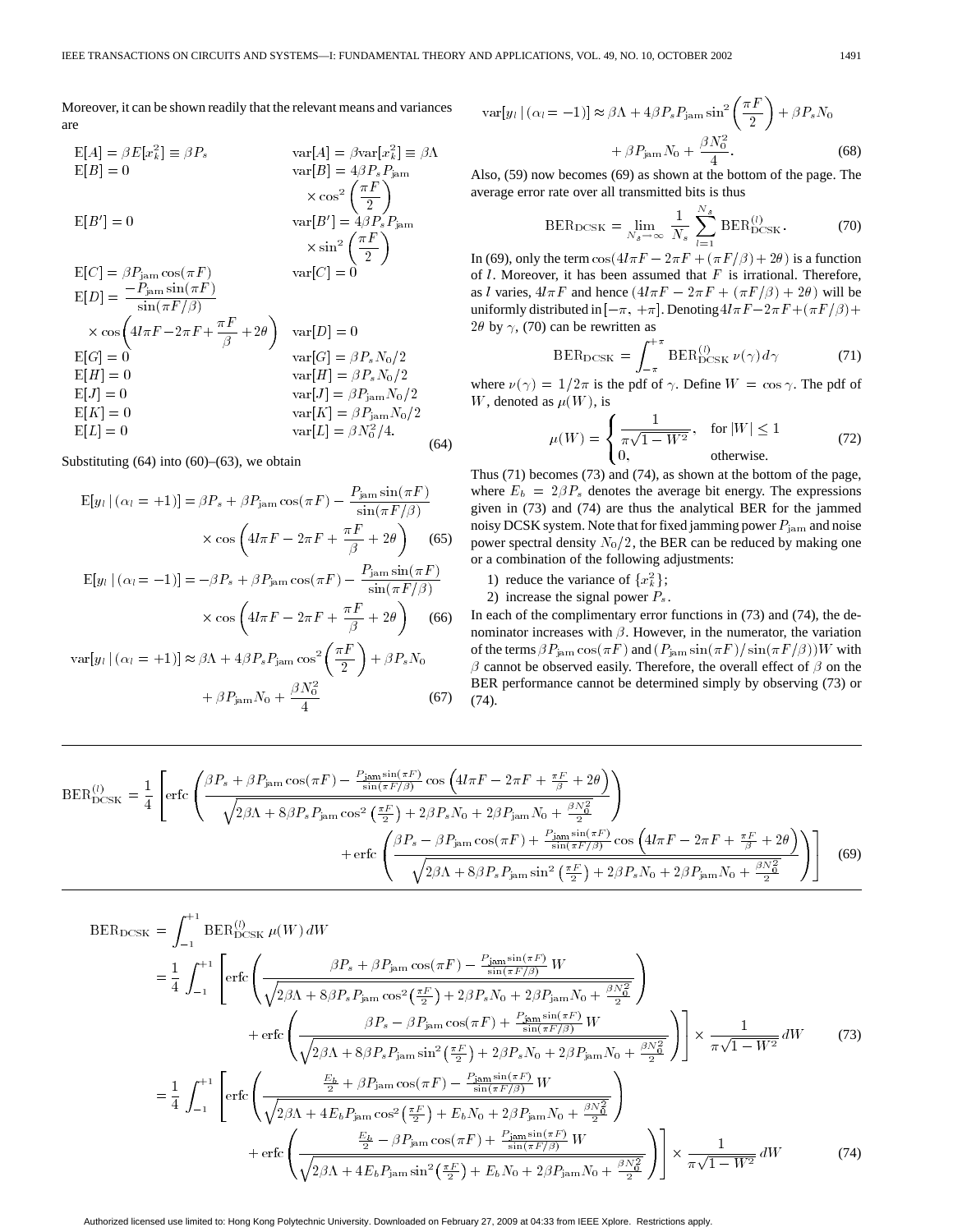Moreover, it can be shown readily that the relevant means and variances are

$$
\begin{aligned}
&\mathrm{E}[A] = \beta E[x_k^2] \equiv \beta P_s && \mathrm{var}[A] = \beta \mathrm{var}[x_k^2] \equiv \beta \Lambda \\
&\mathrm{E}[B] = 0 && \mathrm{var}[B] = 4\beta P_s P_{\mathrm{jam}} \times \cos^2\left(\frac{\pi F}{2}\right) \\
&\mathrm{E}[B'] = 0 && \mathrm{var}[B'] = 4\beta P_s P_{\mathrm{jam}} \times \sin^2\left(\frac{\pi F}{2}\right) \\
&\mathrm{E}[C] = \beta P_{\mathrm{jam}} \cos(\pi F) && \mathrm{var}[C] = 0 \\
&\mathrm{E}[D] = \frac{-P_{\mathrm{jam}} \sin(\pi F)}{\sin(\pi F/\beta)} \times \cos\left(4l\pi F - 2\pi F + \frac{\pi F}{\beta} + 2\theta\right) && \mathrm{var}[D] = 0 \\
&\mathrm{E}[G] = 0 && \mathrm{var}[G] = \beta P_s N_0/2 \\
&\mathrm{E}[H] = 0 && \mathrm{var}[H] = \beta P_s N_0/2 \\
&\mathrm{E}[J] = 0 && \mathrm{var}[J] = \beta P_{\mathrm{jam}} N_0/2 \\
&\mathrm{E}[K] = 0 && \mathrm{var}[K] = \beta P_{\mathrm{jam}} N_0/2 \\
&\mathrm{E}[L] = 0 && \mathrm{var}[L] = \beta N_0^2/4.
\end{aligned}
\tag{64}
$$

Substituting (64) into (60)–(63), we obtain

$$
\mathrm{E}[y_l \mid (\alpha_l = +1)] = \beta P_s + \beta P_{\mathrm{jam}} \cos(\pi F) - \frac{P_{\mathrm{jam}} \sin(\pi F)}{\sin(\pi F/\beta)} \times \cos\left(4l\pi F - 2\pi F + \frac{\pi F}{\beta} + 2\theta\right) \tag{65}
$$

$$
\mathrm{E}[y_l \mid (\alpha_l = -1)] = -\beta P_s + \beta P_{\mathrm{jam}} \cos(\pi F) - \frac{P_{\mathrm{jam}} \sin(\pi F)}{\sin(\pi F/\beta)} \times \cos\left(4l\pi F - 2\pi F + \frac{\pi F}{\beta} + 2\theta\right) \tag{66}
$$

$$
\mathrm{var}[y_l \mid (\alpha_l = +1)] \approx \beta \Lambda + 4\beta P_s P_{\mathrm{jam}} \cos^2\left(\frac{\pi F}{2}\right) + \beta P_s N_0 + \beta P_{\mathrm{jam}} N_0 + \frac{\beta N_0^2}{4} \tag{67}
$$

$$
\mathrm{var}[y_l \mid (\alpha_l = -1)] \approx \beta \Lambda + 4\beta P_s P_{\mathrm{jam}} \sin^2\left(\frac{\pi F}{2}\right) + \beta P_s N_0 + \beta P_{\mathrm{jam}} N_0 + \frac{\beta N_0^2}{4}. \tag{68}
$$

Also, (59) now becomes (69) as shown at the bottom of the page. The average error rate over all transmitted bits is thus

$$
\mathrm{BER}_{\mathrm{DCSK}} = \lim_{N_s \to \infty} \frac{1}{N_s} \sum_{l=1}^{N_s} \mathrm{BER}_{\mathrm{DCSK}}^{(l)}. \tag{70}
$$

In (69), only the term $\cos(4l\pi F - 2\pi F + (\pi F/\beta) + 2\theta)$ is a function of $l$. Moreover, it has been assumed that $F$ is irrational. Therefore, as $l$ varies, $4l\pi F$ and hence $(4l\pi F - 2\pi F + (\pi F/\beta) + 2\theta)$ will be uniformly distributed in $[-\pi, +\pi]$. Denoting $4l\pi F - 2\pi F + (\pi F/\beta) + 2\theta$ by $\gamma$, (70) can be rewritten as

$$
\mathrm{BER}_{\mathrm{DCSK}} = \int_{-\pi}^{+\pi} \mathrm{BER}_{\mathrm{DCSK}}^{(l)} \, \nu(\gamma) \, d\gamma \tag{71}
$$

where $\nu(\gamma) = 1/2\pi$ is the pdf of $\gamma$. Define $W = \cos \gamma$. The pdf of $W$, denoted as $\mu(W)$, is

$$
\mu(W) = \begin{cases} \dfrac{1}{\pi\sqrt{1 - W^2}}, & \text{for } |W| \le 1 \\ 0, & \text{otherwise.} \end{cases} \tag{72}
$$

Thus (71) becomes (73) and (74), as shown at the bottom of the page, where $E_b = 2\beta P_s$ denotes the average bit energy. The expressions given in (73) and (74) are thus the analytical BER for the jammed noisy DCSK system. Note that for fixed jamming power $P_{\mathrm{jam}}$ and noise power spectral density $N_0/2$, the BER can be reduced by making one or a combination of the following adjustments:

1) reduce the variance of $\{x_k^2\}$;
2) increase the signal power $P_s$.

In each of the complimentary error functions in (73) and (74), the denominator increases with $\beta$. However, in the numerator, the variation of the terms $\beta P_{\mathrm{jam}} \cos(\pi F)$ and $(P_{\mathrm{jam}} \sin(\pi F)/\sin(\pi F/\beta))W$ with $\beta$ cannot be observed easily. Therefore, the overall effect of $\beta$ on the BER performance cannot be determined simply by observing (73) or (74).

$$
\mathrm{BER}_{\mathrm{DCSK}}^{(l)} = \frac{1}{4}\left[\mathrm{erfc}\left(\frac{\beta P_s + \beta P_{\mathrm{jam}} \cos(\pi F) - \frac{P_{\mathrm{jam}} \sin(\pi F)}{\sin(\pi F/\beta)} \cos\left(4l\pi F - 2\pi F + \frac{\pi F}{\beta} + 2\theta\right)}{\sqrt{2\beta\Lambda + 8\beta P_s P_{\mathrm{jam}} \cos^2\left(\frac{\pi F}{2}\right) + 2\beta P_s N_0 + 2\beta P_{\mathrm{jam}} N_0 + \frac{\beta N_0^2}{2}}}\right) + \mathrm{erfc}\left(\frac{\beta P_s - \beta P_{\mathrm{jam}} \cos(\pi F) + \frac{P_{\mathrm{jam}} \sin(\pi F)}{\sin(\pi F/\beta)} \cos\left(4l\pi F - 2\pi F + \frac{\pi F}{\beta} + 2\theta\right)}{\sqrt{2\beta\Lambda + 8\beta P_s P_{\mathrm{jam}} \sin^2\left(\frac{\pi F}{2}\right) + 2\beta P_s N_0 + 2\beta P_{\mathrm{jam}} N_0 + \frac{\beta N_0^2}{2}}}\right)\right] \tag{69}
$$

$$
\begin{aligned}
\mathrm{BER}_{\mathrm{DCSK}} &= \int_{-1}^{+1} \mathrm{BER}_{\mathrm{DCSK}}^{(l)} \, \mu(W) \, dW \\
&= \frac{1}{4} \int_{-1}^{+1} \left[\mathrm{erfc}\left(\frac{\beta P_s + \beta P_{\mathrm{jam}} \cos(\pi F) - \frac{P_{\mathrm{jam}} \sin(\pi F)}{\sin(\pi F/\beta)} W}{\sqrt{2\beta\Lambda + 8\beta P_s P_{\mathrm{jam}} \cos^2\left(\frac{\pi F}{2}\right) + 2\beta P_s N_0 + 2\beta P_{\mathrm{jam}} N_0 + \frac{\beta N_0^2}{2}}}\right) \right. \\
&\qquad \left. + \mathrm{erfc}\left(\frac{\beta P_s - \beta P_{\mathrm{jam}} \cos(\pi F) + \frac{P_{\mathrm{jam}} \sin(\pi F)}{\sin(\pi F/\beta)} W}{\sqrt{2\beta\Lambda + 8\beta P_s P_{\mathrm{jam}} \sin^2\left(\frac{\pi F}{2}\right) + 2\beta P_s N_0 + 2\beta P_{\mathrm{jam}} N_0 + \frac{\beta N_0^2}{2}}}\right)\right] \times \frac{1}{\pi\sqrt{1 - W^2}} \, dW \qquad (73) \\
&= \frac{1}{4} \int_{-1}^{+1} \left[\mathrm{erfc}\left(\frac{\frac{E_b}{2} + \beta P_{\mathrm{jam}} \cos(\pi F) - \frac{P_{\mathrm{jam}} \sin(\pi F)}{\sin(\pi F/\beta)} W}{\sqrt{2\beta\Lambda + 4E_b P_{\mathrm{jam}} \cos^2\left(\frac{\pi F}{2}\right) + E_b N_0 + 2\beta P_{\mathrm{jam}} N_0 + \frac{\beta N_0^2}{2}}}\right) \right. \\
&\qquad \left. + \mathrm{erfc}\left(\frac{\frac{E_b}{2} - \beta P_{\mathrm{jam}} \cos(\pi F) + \frac{P_{\mathrm{jam}} \sin(\pi F)}{\sin(\pi F/\beta)} W}{\sqrt{2\beta\Lambda + 4E_b P_{\mathrm{jam}} \sin^2\left(\frac{\pi F}{2}\right) + E_b N_0 + 2\beta P_{\mathrm{jam}} N_0 + \frac{\beta N_0^2}{2}}}\right)\right] \times \frac{1}{\pi\sqrt{1 - W^2}} \, dW \qquad (74)
\end{aligned}
$$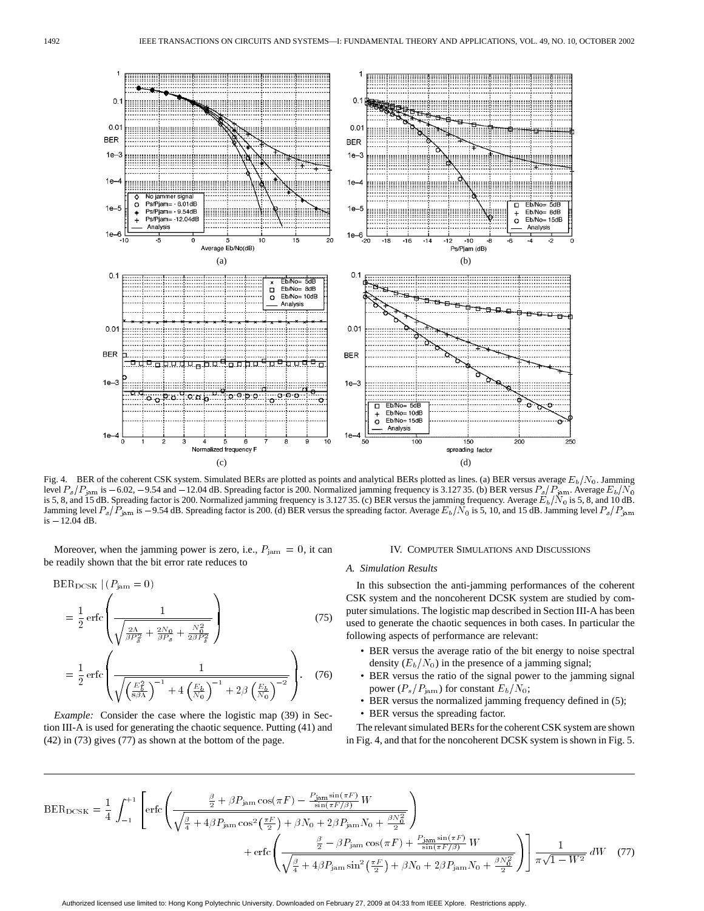Fig. 4. BER of the coherent CSK system. Simulated BERs are plotted as points and analytical BERs plotted as lines. (a) BER versus average $E_b/N_0$. Jamming level $P_s/P_{\rm jam}$ is $-6.02$, $-9.54$ and $-12.04$ dB. Spreading factor is 200. Normalized jamming frequency is 3.127 35. (b) BER versus $P_s/P_{\rm jam}$. Average $E_b/N_0$ is 5, 8, and 15 dB. Spreading factor is 200. Normalized jamming frequency is 3.127 35. (c) BER versus the jamming frequency. Average $E_b/N_0$ is 5, 8, and 10 dB. Jamming level $P_s/P_{\rm jam}$ is $-9.54$ dB. Spreading factor is 200. (d) BER versus the spreading factor. Average $E_b/N_0$ is 5, 10, and 15 dB. Jamming level $P_s/P_{\rm jam}$ is $-12.04$ dB.

Moreover, when the jamming power is zero, i.e., $P_{\rm jam} = 0$, it can be readily shown that the bit error rate reduces to

$$\mathrm{BER_{DCSK}} \mid (P_{\rm jam} = 0)$$

$$= \frac{1}{2}\,\mathrm{erfc}\left(\frac{1}{\sqrt{\frac{2\Lambda}{\beta P_s^2} + \frac{2N_0}{\beta P_s} + \frac{N_0^2}{2\beta P_s^2}}}\right) \tag{75}$$

$$= \frac{1}{2}\,\mathrm{erfc}\left(\frac{1}{\sqrt{\left(\frac{E_b^2}{8\beta\Lambda}\right)^{-1} + 4\left(\frac{E_b}{N_0}\right)^{-1} + 2\beta\left(\frac{E_b}{N_0}\right)^{-2}}}\right). \tag{76}$$

*Example:* Consider the case where the logistic map (39) in Section III-A is used for generating the chaotic sequence. Putting (41) and (42) in (73) gives (77) as shown at the bottom of the page.

## IV. Computer Simulations and Discussions

### A. Simulation Results

In this subsection the anti-jamming performances of the coherent CSK system and the noncoherent DCSK system are studied by computer simulations. The logistic map described in Section III-A has been used to generate the chaotic sequences in both cases. In particular the following aspects of performance are relevant:

- BER versus the average ratio of the bit energy to noise spectral density ($E_b/N_0$) in the presence of a jamming signal;
- BER versus the ratio of the signal power to the jamming signal power ($P_s/P_{\rm jam}$) for constant $E_b/N_0$;
- BER versus the normalized jamming frequency defined in (5);
- BER versus the spreading factor.

The relevant simulated BERs for the coherent CSK system are shown in Fig. 4, and that for the noncoherent DCSK system is shown in Fig. 5.

$$\mathrm{BER_{DCSK}} = \frac{1}{4}\int_{-1}^{+1}\left[\mathrm{erfc}\left(\frac{\frac{\beta}{2} + \beta P_{\rm jam}\cos(\pi F) - \frac{P_{\rm jam}\sin(\pi F)}{\sin(\pi F/\beta)}W}{\sqrt{\frac{\beta}{4} + 4\beta P_{\rm jam}\cos^2\left(\frac{\pi F}{2}\right) + \beta N_0 + 2\beta P_{\rm jam}N_0 + \frac{\beta N_0^2}{2}}}\right) + \mathrm{erfc}\left(\frac{\frac{\beta}{2} - \beta P_{\rm jam}\cos(\pi F) + \frac{P_{\rm jam}\sin(\pi F)}{\sin(\pi F/\beta)}W}{\sqrt{\frac{\beta}{4} + 4\beta P_{\rm jam}\sin^2\left(\frac{\pi F}{2}\right) + \beta N_0 + 2\beta P_{\rm jam}N_0 + \frac{\beta N_0^2}{2}}}\right)\right]\frac{1}{\pi\sqrt{1-W^2}}\,dW \tag{77}$$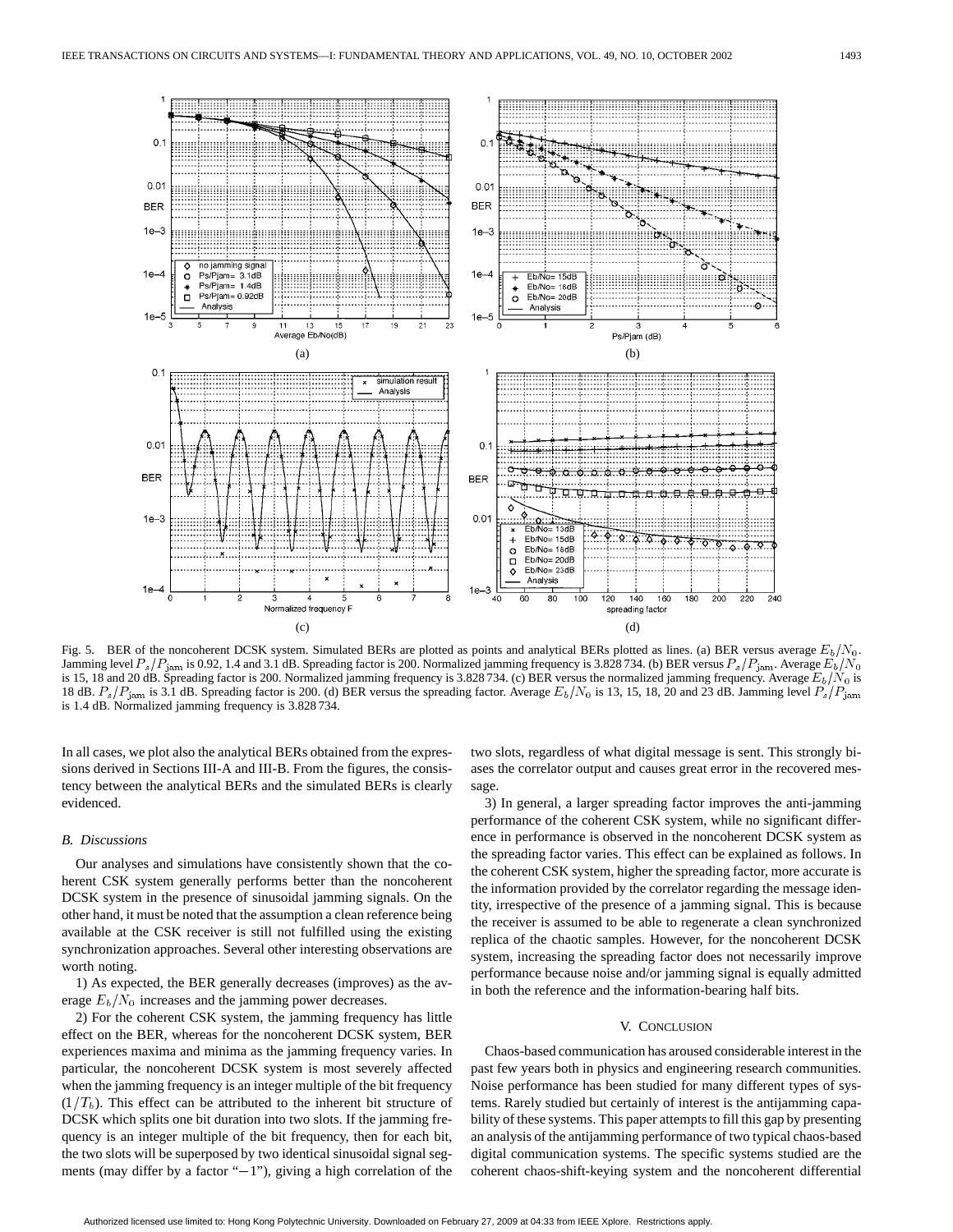(a)

no jamming signal
Ps/Pjam= 3.1dB
Ps/Pjam= 1.4dB
Ps/Pjam= 0.92dB
Analysis

BER

Average Eb/No(dB)

(b)

Eb/No= 15dB
Eb/No= 18dB
Eb/No= 20dB
Analysis

BER

Ps/Pjam (dB)

(c)

simulation result
Analysis

BER

Normalized frequency F

(d)

Eb/No= 13dB
Eb/No= 15dB
Eb/No= 18dB
Eb/No= 20dB
Eb/No= 23dB
Analysis

BER

spreading factor

Fig. 5. BER of the noncoherent DCSK system. Simulated BERs are plotted as points and analytical BERs plotted as lines. (a) BER versus average $E_b/N_0$. Jamming level $P_s/P_{\rm jam}$ is 0.92, 1.4 and 3.1 dB. Spreading factor is 200. Normalized jamming frequency is 3.828 734. (b) BER versus $P_s/P_{\rm jam}$. Average $E_b/N_0$ is 15, 18 and 20 dB. Spreading factor is 200. Normalized jamming frequency is 3.828 734. (c) BER versus the normalized jamming frequency. Average $E_b/N_0$ is 18 dB. $P_s/P_{\rm jam}$ is 3.1 dB. Spreading factor is 200. (d) BER versus the spreading factor. Average $E_b/N_0$ is 13, 15, 18, 20 and 23 dB. Jamming level $P_s/P_{\rm jam}$ is 1.4 dB. Normalized jamming frequency is 3.828 734.

In all cases, we plot also the analytical BERs obtained from the expressions derived in Sections III-A and III-B. From the figures, the consistency between the analytical BERs and the simulated BERs is clearly evidenced.

### B. Discussions

Our analyses and simulations have consistently shown that the coherent CSK system generally performs better than the noncoherent DCSK system in the presence of sinusoidal jamming signals. On the other hand, it must be noted that the assumption a clean reference being available at the CSK receiver is still not fulfilled using the existing synchronization approaches. Several other interesting observations are worth noting.

1) As expected, the BER generally decreases (improves) as the average $E_b/N_0$ increases and the jamming power decreases.

2) For the coherent CSK system, the jamming frequency has little effect on the BER, whereas for the noncoherent DCSK system, BER experiences maxima and minima as the jamming frequency varies. In particular, the noncoherent DCSK system is most severely affected when the jamming frequency is an integer multiple of the bit frequency $(1/T_b)$. This effect can be attributed to the inherent bit structure of DCSK which splits one bit duration into two slots. If the jamming frequency is an integer multiple of the bit frequency, then for each bit, the two slots will be superposed by two identical sinusoidal signal segments (may differ by a factor "$-1$"), giving a high correlation of the two slots, regardless of what digital message is sent. This strongly biases the correlator output and causes great error in the recovered message.

3) In general, a larger spreading factor improves the anti-jamming performance of the coherent CSK system, while no significant difference in performance is observed in the noncoherent DCSK system as the spreading factor varies. This effect can be explained as follows. In the coherent CSK system, higher the spreading factor, more accurate is the information provided by the correlator regarding the message identity, irrespective of the presence of a jamming signal. This is because the receiver is assumed to be able to regenerate a clean synchronized replica of the chaotic samples. However, for the noncoherent DCSK system, increasing the spreading factor does not necessarily improve performance because noise and/or jamming signal is equally admitted in both the reference and the information-bearing half bits.

## V. Conclusion

Chaos-based communication has aroused considerable interest in the past few years both in physics and engineering research communities. Noise performance has been studied for many different types of systems. Rarely studied but certainly of interest is the antijamming capability of these systems. This paper attempts to fill this gap by presenting an analysis of the antijamming performance of two typical chaos-based digital communication systems. The specific systems studied are the coherent chaos-shift-keying system and the noncoherent differential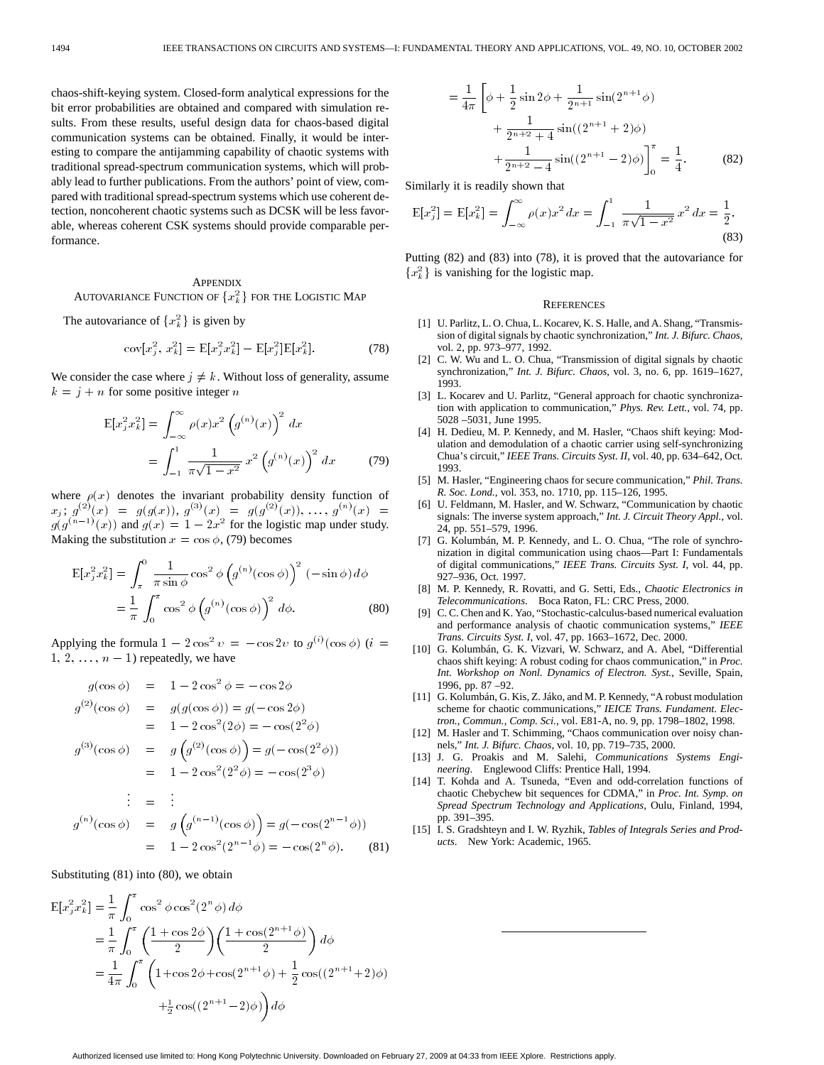chaos-shift-keying system. Closed-form analytical expressions for the bit error probabilities are obtained and compared with simulation results. From these results, useful design data for chaos-based digital communication systems can be obtained. Finally, it would be interesting to compare the antijamming capability of chaotic systems with traditional spread-spectrum communication systems, which will probably lead to further publications. From the authors' point of view, compared with traditional spread-spectrum systems which use coherent detection, noncoherent chaotic systems such as DCSK will be less favorable, whereas coherent CSK systems should provide comparable performance.

## Appendix
## Autovariance Function of $\{x_k^2\}$ for the Logistic Map

The autovariance of $\{x_k^2\}$ is given by

$$\mathrm{cov}[x_j^2, x_k^2] = \mathrm{E}[x_j^2 x_k^2] - \mathrm{E}[x_j^2]\mathrm{E}[x_k^2]. \tag{78}$$

We consider the case where $j \neq k$. Without loss of generality, assume $k = j + n$ for some positive integer $n$

$$\begin{aligned}\mathrm{E}[x_j^2 x_k^2] &= \int_{-\infty}^{\infty} \rho(x) x^2 \left(g^{(n)}(x)\right)^2 dx \\ &= \int_{-1}^{1} \frac{1}{\pi\sqrt{1-x^2}} x^2 \left(g^{(n)}(x)\right)^2 dx \end{aligned} \tag{79}$$

where $\rho(x)$ denotes the invariant probability density function of $x_j$; $g^{(2)}(x) = g(g(x))$, $g^{(3)}(x) = g(g^{(2)}(x))$, $\ldots$, $g^{(n)}(x) = g(g^{(n-1)}(x))$ and $g(x) = 1 - 2x^2$ for the logistic map under study. Making the substitution $x = \cos\phi$, (79) becomes

$$\begin{aligned}\mathrm{E}[x_j^2 x_k^2] &= \int_{\pi}^{0} \frac{1}{\pi \sin\phi} \cos^2\phi \left(g^{(n)}(\cos\phi)\right)^2 (-\sin\phi)\, d\phi \\ &= \frac{1}{\pi} \int_{0}^{\pi} \cos^2\phi \left(g^{(n)}(\cos\phi)\right)^2 d\phi. \end{aligned} \tag{80}$$

Applying the formula $1 - 2\cos^2 v = -\cos 2v$ to $g^{(i)}(\cos\phi)$ $(i = 1, 2, \ldots, n-1)$ repeatedly, we have

$$\begin{aligned} g(\cos\phi) &= 1 - 2\cos^2\phi = -\cos 2\phi \\ g^{(2)}(\cos\phi) &= g(g(\cos\phi)) = g(-\cos 2\phi) \\ &= 1 - 2\cos^2(2\phi) = -\cos(2^2\phi) \\ g^{(3)}(\cos\phi) &= g\left(g^{(2)}(\cos\phi)\right) = g(-\cos(2^2\phi)) \\ &= 1 - 2\cos^2(2^2\phi) = -\cos(2^3\phi) \\ &\vdots \\ g^{(n)}(\cos\phi) &= g\left(g^{(n-1)}(\cos\phi)\right) = g(-\cos(2^{n-1}\phi)) \\ &= 1 - 2\cos^2(2^{n-1}\phi) = -\cos(2^n\phi). \end{aligned} \tag{81}$$

Substituting (81) into (80), we obtain

$$\begin{aligned}\mathrm{E}[x_j^2 x_k^2] &= \frac{1}{\pi}\int_0^{\pi} \cos^2\phi \cos^2(2^n\phi)\, d\phi \\ &= \frac{1}{\pi}\int_0^{\pi} \left(\frac{1+\cos 2\phi}{2}\right)\left(\frac{1+\cos(2^{n+1}\phi)}{2}\right) d\phi \\ &= \frac{1}{4\pi}\int_0^{\pi} \Big(1 + \cos 2\phi + \cos(2^{n+1}\phi) + \frac{1}{2}\cos((2^{n+1}+2)\phi) \\ &\qquad + \tfrac{1}{2}\cos((2^{n+1}-2)\phi)\Big) d\phi \\ &= \frac{1}{4\pi}\Big[\phi + \frac{1}{2}\sin 2\phi + \frac{1}{2^{n+1}}\sin(2^{n+1}\phi) \\ &\qquad + \frac{1}{2^{n+2}+4}\sin((2^{n+1}+2)\phi) \\ &\qquad + \frac{1}{2^{n+2}-4}\sin((2^{n+1}-2)\phi)\Big]_0^{\pi} = \frac{1}{4}. \end{aligned} \tag{82}$$

Similarly it is readily shown that

$$\mathrm{E}[x_j^2] = \mathrm{E}[x_k^2] = \int_{-\infty}^{\infty} \rho(x) x^2\, dx = \int_{-1}^{1} \frac{1}{\pi\sqrt{1-x^2}} x^2\, dx = \frac{1}{2}. \tag{83}$$

Putting (82) and (83) into (78), it is proved that the autovariance for $\{x_k^2\}$ is vanishing for the logistic map.

## References

[1] U. Parlitz, L. O. Chua, L. Kocarev, K. S. Halle, and A. Shang, "Transmission of digital signals by chaotic synchronization," *Int. J. Bifurc. Chaos*, vol. 2, pp. 973–977, 1992.

[2] C. W. Wu and L. O. Chua, "Transmission of digital signals by chaotic synchronization," *Int. J. Bifurc. Chaos*, vol. 3, no. 6, pp. 1619–1627, 1993.

[3] L. Kocarev and U. Parlitz, "General approach for chaotic synchronization with application to communication," *Phys. Rev. Lett.*, vol. 74, pp. 5028–5031, June 1995.

[4] H. Dedieu, M. P. Kennedy, and M. Hasler, "Chaos shift keying: Modulation and demodulation of a chaotic carrier using self-synchronizing Chua's circuit," *IEEE Trans. Circuits Syst. II*, vol. 40, pp. 634–642, Oct. 1993.

[5] M. Hasler, "Engineering chaos for secure communication," *Phil. Trans. R. Soc. Lond.*, vol. 353, no. 1710, pp. 115–126, 1995.

[6] U. Feldmann, M. Hasler, and W. Schwarz, "Communication by chaotic signals: The inverse system approach," *Int. J. Circuit Theory Appl.*, vol. 24, pp. 551–579, 1996.

[7] G. Kolumbán, M. P. Kennedy, and L. O. Chua, "The role of synchronization in digital communication using chaos—Part I: Fundamentals of digital communications," *IEEE Trans. Circuits Syst. I*, vol. 44, pp. 927–936, Oct. 1997.

[8] M. P. Kennedy, R. Rovatti, and G. Setti, Eds., *Chaotic Electronics in Telecommunications*. Boca Raton, FL: CRC Press, 2000.

[9] C. C. Chen and K. Yao, "Stochastic-calculus-based numerical evaluation and performance analysis of chaotic communication systems," *IEEE Trans. Circuits Syst. I*, vol. 47, pp. 1663–1672, Dec. 2000.

[10] G. Kolumbán, G. K. Vizvari, W. Schwarz, and A. Abel, "Differential chaos shift keying: A robust coding for chaos communication," in *Proc. Int. Workshop on Nonl. Dynamics of Electron. Syst.*, Seville, Spain, 1996, pp. 87–92.

[11] G. Kolumbán, G. Kis, Z. Jáko, and M. P. Kennedy, "A robust modulation scheme for chaotic communications," *IEICE Trans. Fundament. Electron., Commun., Comp. Sci.*, vol. E81-A, no. 9, pp. 1798–1802, 1998.

[12] M. Hasler and T. Schimming, "Chaos communication over noisy channels," *Int. J. Bifurc. Chaos*, vol. 10, pp. 719–735, 2000.

[13] J. G. Proakis and M. Salehi, *Communications Systems Engineering*. Englewood Cliffs: Prentice Hall, 1994.

[14] T. Kohda and A. Tsuneda, "Even and odd-correlation functions of chaotic Chebychew bit sequences for CDMA," in *Proc. Int. Symp. on Spread Spectrum Technology and Applications*, Oulu, Finland, 1994, pp. 391–395.

[15] I. S. Gradshteyn and I. W. Ryzhik, *Tables of Integrals Series and Products*. New York: Academic, 1965.